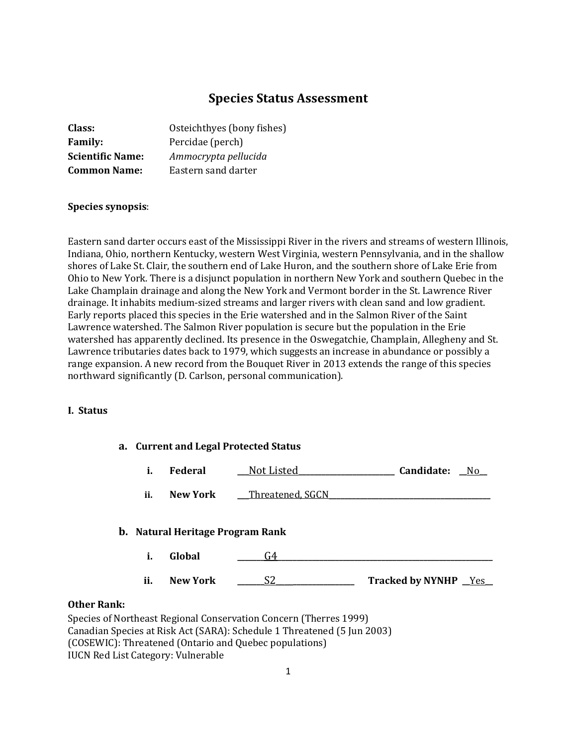# Species Status Assessment

**Class:** Osteichthyes (bony fishes)
**Family:** Percidae (perch)
**Scientific Name:** *Ammocrypta pellucida*
**Common Name:** Eastern sand darter

**Species synopsis**:

Eastern sand darter occurs east of the Mississippi River in the rivers and streams of western Illinois, Indiana, Ohio, northern Kentucky, western West Virginia, western Pennsylvania, and in the shallow shores of Lake St. Clair, the southern end of Lake Huron, and the southern shore of Lake Erie from Ohio to New York. There is a disjunct population in northern New York and southern Quebec in the Lake Champlain drainage and along the New York and Vermont border in the St. Lawrence River drainage. It inhabits medium-sized streams and larger rivers with clean sand and low gradient. Early reports placed this species in the Erie watershed and in the Salmon River of the Saint Lawrence watershed. The Salmon River population is secure but the population in the Erie watershed has apparently declined. Its presence in the Oswegatchie, Champlain, Allegheny and St. Lawrence tributaries dates back to 1979, which suggests an increase in abundance or possibly a range expansion. A new record from the Bouquet River in 2013 extends the range of this species northward significantly (D. Carlson, personal communication).

## I. Status

### a. Current and Legal Protected Status

i. **Federal** ___Not Listed___ **Candidate:** __No__

ii. **New York** ___Threatened, SGCN___

### b. Natural Heritage Program Rank

i. **Global** ___G4___

ii. **New York** ___S2___ **Tracked by NYNHP** __Yes__

**Other Rank:**
Species of Northeast Regional Conservation Concern (Therres 1999)
Canadian Species at Risk Act (SARA): Schedule 1 Threatened (5 Jun 2003)
(COSEWIC): Threatened (Ontario and Quebec populations)
IUCN Red List Category: Vulnerable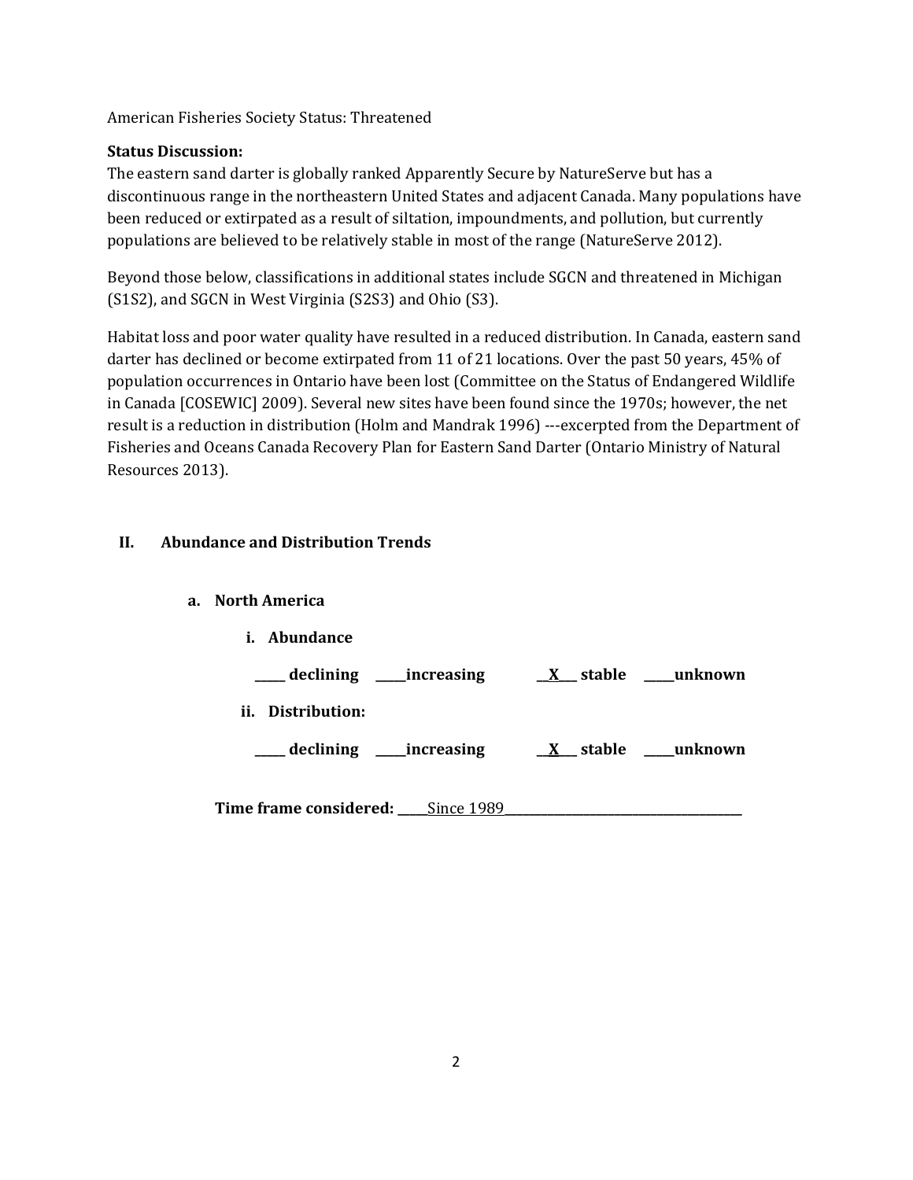American Fisheries Society Status: Threatened

**Status Discussion:**
The eastern sand darter is globally ranked Apparently Secure by NatureServe but has a discontinuous range in the northeastern United States and adjacent Canada. Many populations have been reduced or extirpated as a result of siltation, impoundments, and pollution, but currently populations are believed to be relatively stable in most of the range (NatureServe 2012).

Beyond those below, classifications in additional states include SGCN and threatened in Michigan (S1S2), and SGCN in West Virginia (S2S3) and Ohio (S3).

Habitat loss and poor water quality have resulted in a reduced distribution. In Canada, eastern sand darter has declined or become extirpated from 11 of 21 locations. Over the past 50 years, 45% of population occurrences in Ontario have been lost (Committee on the Status of Endangered Wildlife in Canada [COSEWIC] 2009). Several new sites have been found since the 1970s; however, the net result is a reduction in distribution (Holm and Mandrak 1996) ---excerpted from the Department of Fisheries and Oceans Canada Recovery Plan for Eastern Sand Darter (Ontario Ministry of Natural Resources 2013).

## II. Abundance and Distribution Trends

### a. North America

**i. Abundance**

**_____ declining _____increasing __X___ stable _____unknown**

**ii. Distribution:**

**_____ declining _____increasing __X___ stable _____unknown**

**Time frame considered:** _____Since 1989_____________________________________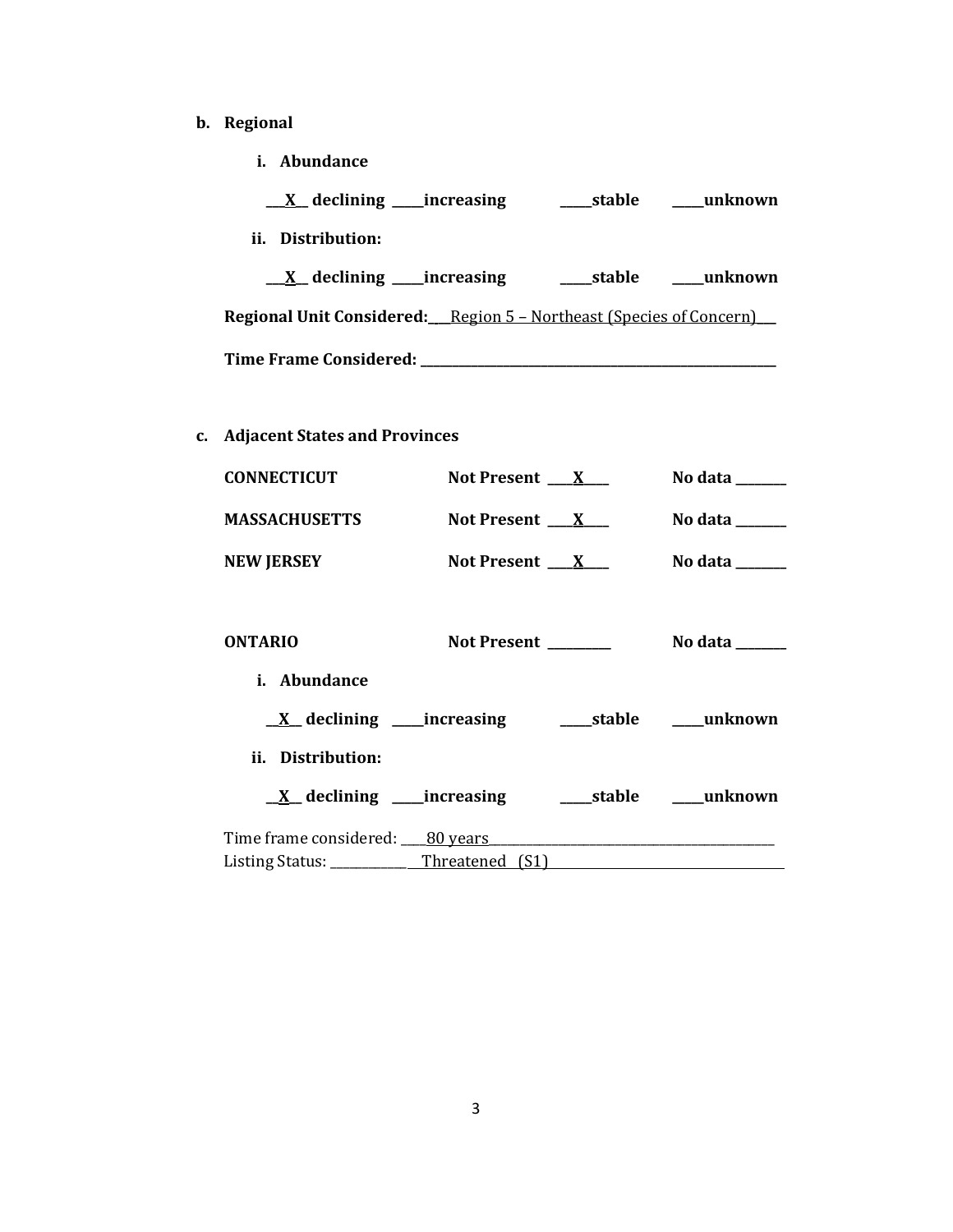**b. Regional**

**i. Abundance**

**\_\_X\_\_ declining \_\_\_\_increasing \_\_\_\_stable \_\_\_\_unknown**

**ii. Distribution:**

**\_\_X\_\_ declining \_\_\_\_increasing \_\_\_\_stable \_\_\_\_unknown**

**Regional Unit Considered:** Region 5 – Northeast (Species of Concern)

**Time Frame Considered:** \_\_\_\_\_\_\_\_\_\_\_\_\_\_\_\_\_\_\_\_\_\_\_\_\_\_\_\_

**c. Adjacent States and Provinces**

| | | |
|---|---|---|
| **CONNECTICUT** | **Not Present \_\_X\_\_** | **No data \_\_\_\_\_** |
| **MASSACHUSETTS** | **Not Present \_\_X\_\_** | **No data \_\_\_\_\_** |
| **NEW JERSEY** | **Not Present \_\_X\_\_** | **No data \_\_\_\_\_** |
| **ONTARIO** | **Not Present \_\_\_\_\_** | **No data \_\_\_\_\_** |

**i. Abundance**

**\_\_X\_\_ declining \_\_\_\_increasing \_\_\_\_stable \_\_\_\_unknown**

**ii. Distribution:**

**\_\_X\_\_ declining \_\_\_\_increasing \_\_\_\_stable \_\_\_\_unknown**

Time frame considered: 80 years

Listing Status: Threatened (S1)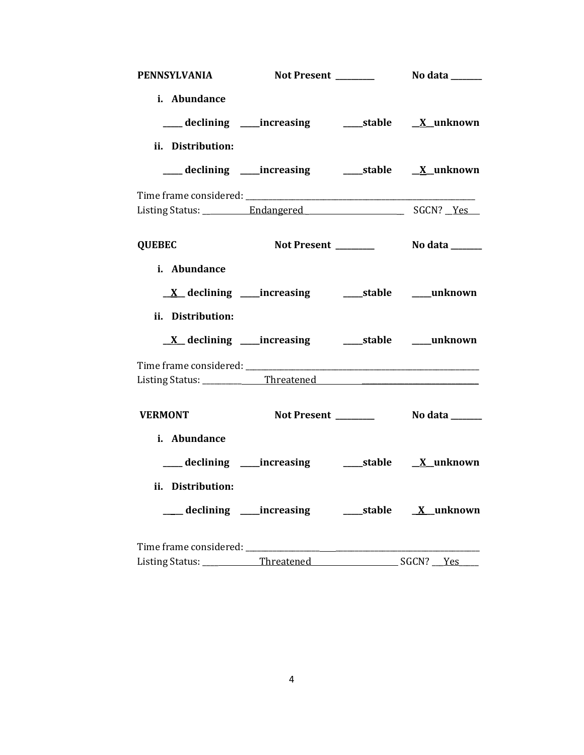**PENNSYLVANIA** Not Present ________ No data _______

i. **Abundance**

____ declining ____increasing ____stable __X__unknown

ii. **Distribution:**

____ declining ____increasing ____stable __X__unknown

Time frame considered: ___________________________________________

Listing Status: ___________Endangered ______________________ SGCN? __Yes___

**QUEBEC** Not Present ________ No data _______

i. **Abundance**

__X__ declining ____increasing ____stable ____unknown

ii. **Distribution:**

__X__ declining ____increasing ____stable ____unknown

Time frame considered: ___________________________________________

Listing Status: __________Threatened ___________________________

**VERMONT** Not Present ________ No data _______

i. **Abundance**

____ declining ____increasing ____stable __X__unknown

ii. **Distribution:**

____ declining ____increasing ____stable __X__unknown

Time frame considered: ___________________________________________

Listing Status: ___________Threatened ______________________ SGCN? ___Yes____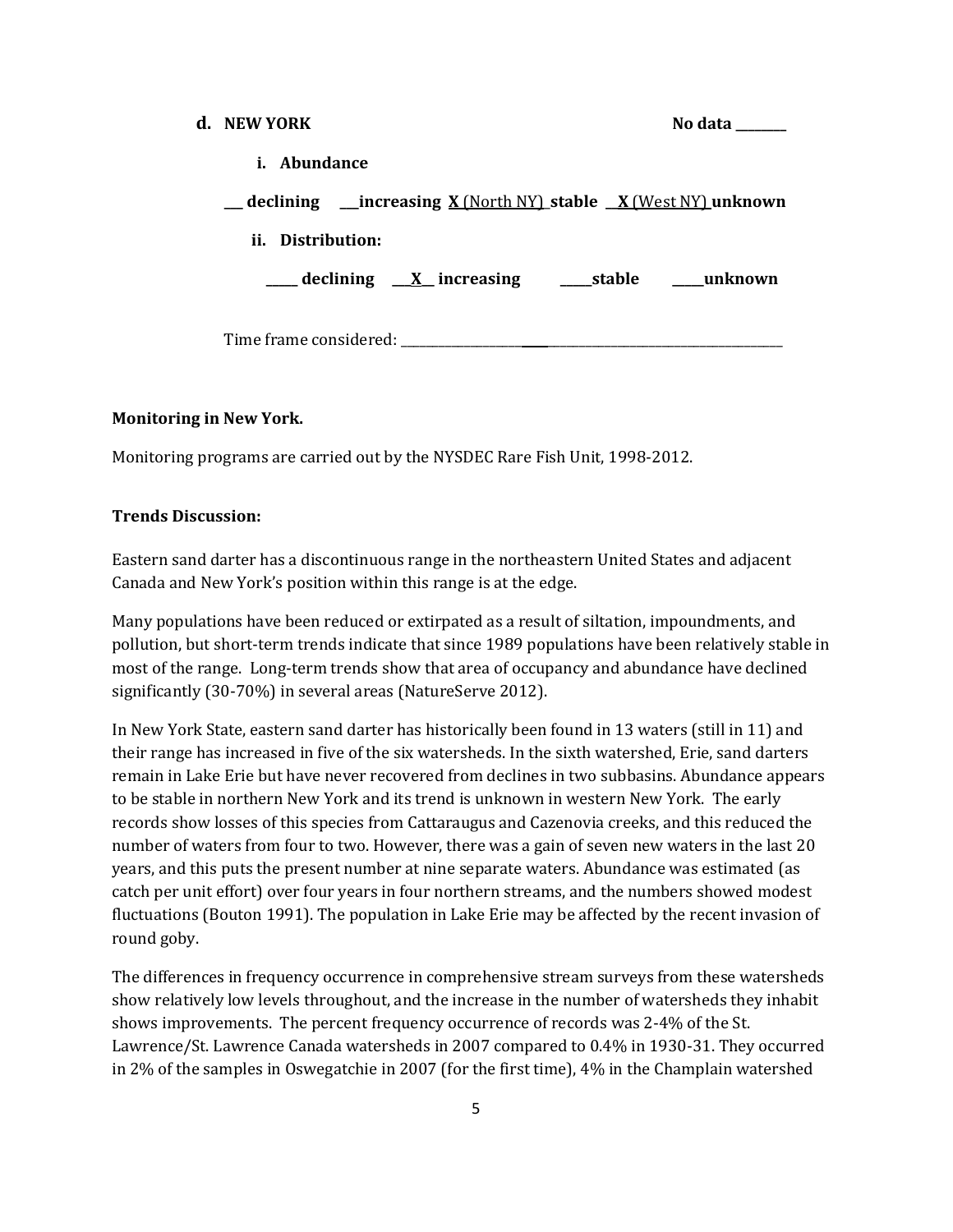**d. NEW YORK** **No data ________**

**i. Abundance**

**___ declining ___increasing X (North NY) stable __X (West NY) unknown**

**ii. Distribution:**

**_____ declining ___X__ increasing _____stable _____unknown**

Time frame considered: ___________________________________________________________

**Monitoring in New York.**

Monitoring programs are carried out by the NYSDEC Rare Fish Unit, 1998-2012.

**Trends Discussion:**

Eastern sand darter has a discontinuous range in the northeastern United States and adjacent Canada and New York's position within this range is at the edge.

Many populations have been reduced or extirpated as a result of siltation, impoundments, and pollution, but short-term trends indicate that since 1989 populations have been relatively stable in most of the range. Long-term trends show that area of occupancy and abundance have declined significantly (30-70%) in several areas (NatureServe 2012).

In New York State, eastern sand darter has historically been found in 13 waters (still in 11) and their range has increased in five of the six watersheds. In the sixth watershed, Erie, sand darters remain in Lake Erie but have never recovered from declines in two subbasins. Abundance appears to be stable in northern New York and its trend is unknown in western New York. The early records show losses of this species from Cattaraugus and Cazenovia creeks, and this reduced the number of waters from four to two. However, there was a gain of seven new waters in the last 20 years, and this puts the present number at nine separate waters. Abundance was estimated (as catch per unit effort) over four years in four northern streams, and the numbers showed modest fluctuations (Bouton 1991). The population in Lake Erie may be affected by the recent invasion of round goby.

The differences in frequency occurrence in comprehensive stream surveys from these watersheds show relatively low levels throughout, and the increase in the number of watersheds they inhabit shows improvements. The percent frequency occurrence of records was 2-4% of the St. Lawrence/St. Lawrence Canada watersheds in 2007 compared to 0.4% in 1930-31. They occurred in 2% of the samples in Oswegatchie in 2007 (for the first time), 4% in the Champlain watershed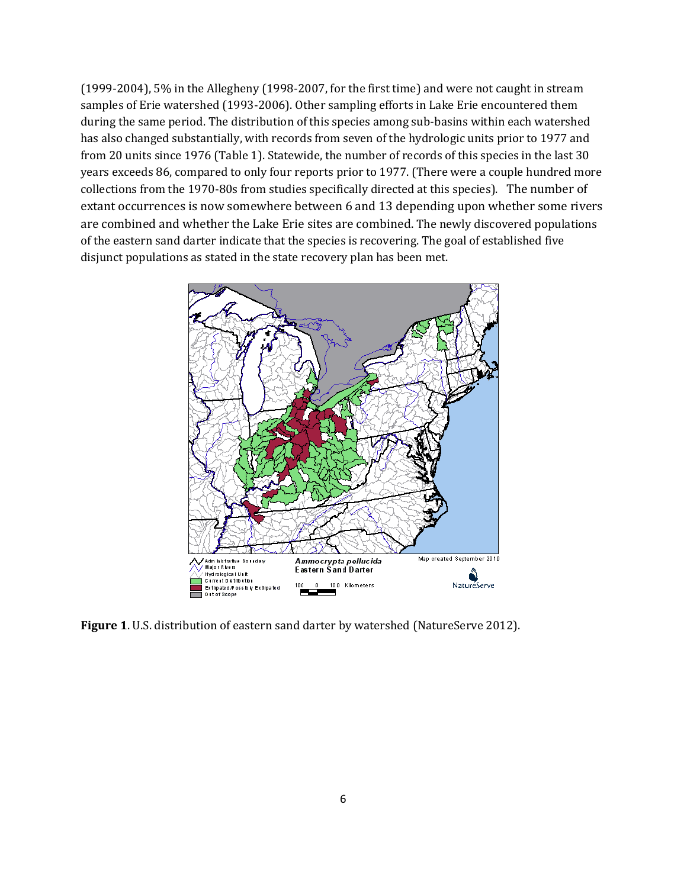(1999-2004), 5% in the Allegheny (1998-2007, for the first time) and were not caught in stream samples of Erie watershed (1993-2006). Other sampling efforts in Lake Erie encountered them during the same period. The distribution of this species among sub-basins within each watershed has also changed substantially, with records from seven of the hydrologic units prior to 1977 and from 20 units since 1976 (Table 1). Statewide, the number of records of this species in the last 30 years exceeds 86, compared to only four reports prior to 1977. (There were a couple hundred more collections from the 1970-80s from studies specifically directed at this species). The number of extant occurrences is now somewhere between 6 and 13 depending upon whether some rivers are combined and whether the Lake Erie sites are combined. The newly discovered populations of the eastern sand darter indicate that the species is recovering. The goal of established five disjunct populations as stated in the state recovery plan has been met.

**Figure 1**. U.S. distribution of eastern sand darter by watershed (NatureServe 2012).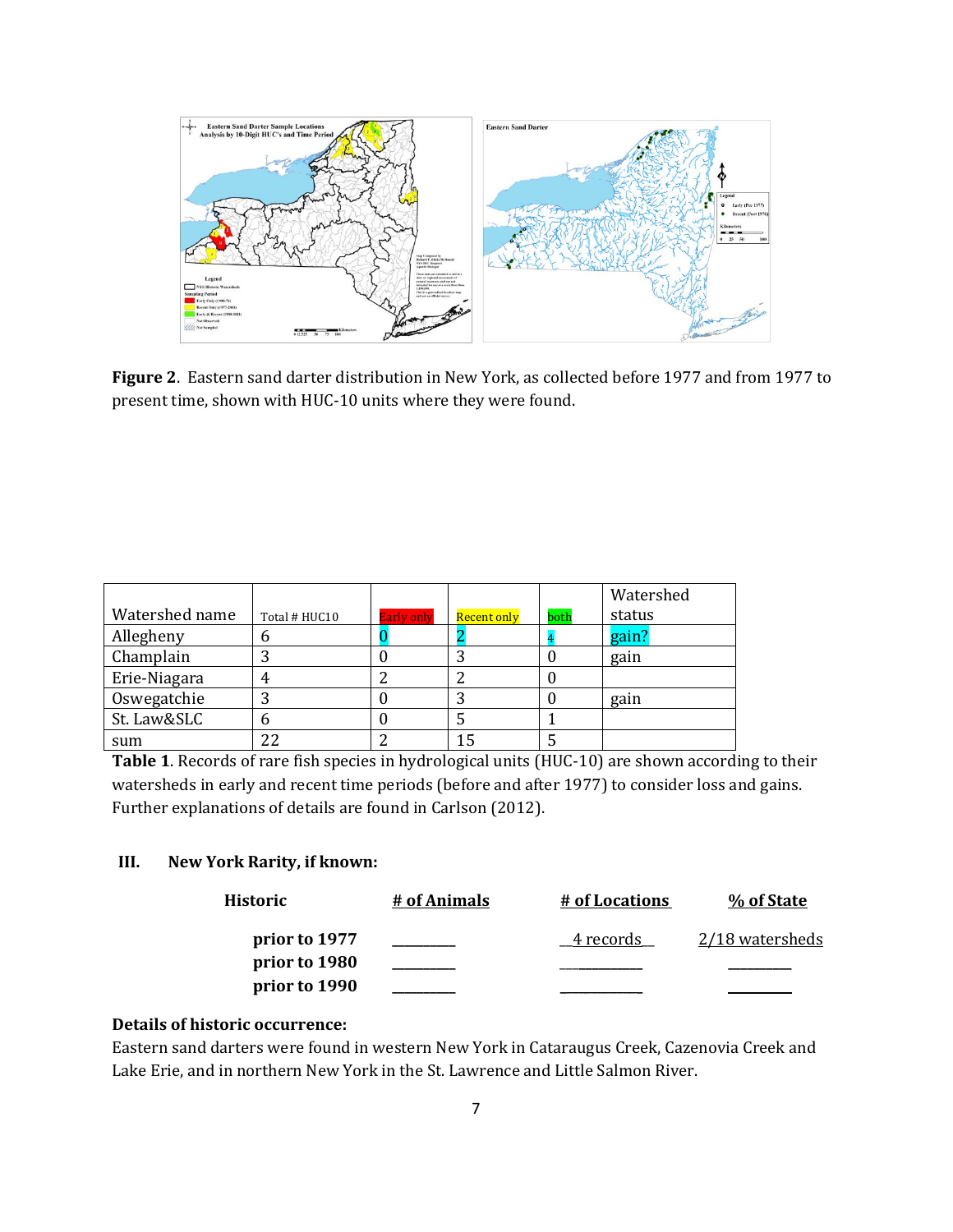**Figure 2**. Eastern sand darter distribution in New York, as collected before 1977 and from 1977 to present time, shown with HUC-10 units where they were found.

| Watershed name | Total # HUC10 | Early only | Recent only | both | Watershed status |
|---|---|---|---|---|---|
| Allegheny | 6 | 0 | 2 | 4 | gain? |
| Champlain | 3 | 0 | 3 | 0 | gain |
| Erie-Niagara | 4 | 2 | 2 | 0 | |
| Oswegatchie | 3 | 0 | 3 | 0 | gain |
| St. Law&SLC | 6 | 0 | 5 | 1 | |
| sum | 22 | 2 | 15 | 5 | |

**Table 1**. Records of rare fish species in hydrological units (HUC-10) are shown according to their watersheds in early and recent time periods (before and after 1977) to consider loss and gains. Further explanations of details are found in Carlson (2012).

### III. New York Rarity, if known:

| Historic | # of Animals | # of Locations | % of State |
|---|---|---|---|
| prior to 1977 | ________ | 4 records | 2/18 watersheds |
| prior to 1980 | ________ | ________ | ________ |
| prior to 1990 | ________ | ________ | ________ |

**Details of historic occurrence:**

Eastern sand darters were found in western New York in Cataraugus Creek, Cazenovia Creek and Lake Erie, and in northern New York in the St. Lawrence and Little Salmon River.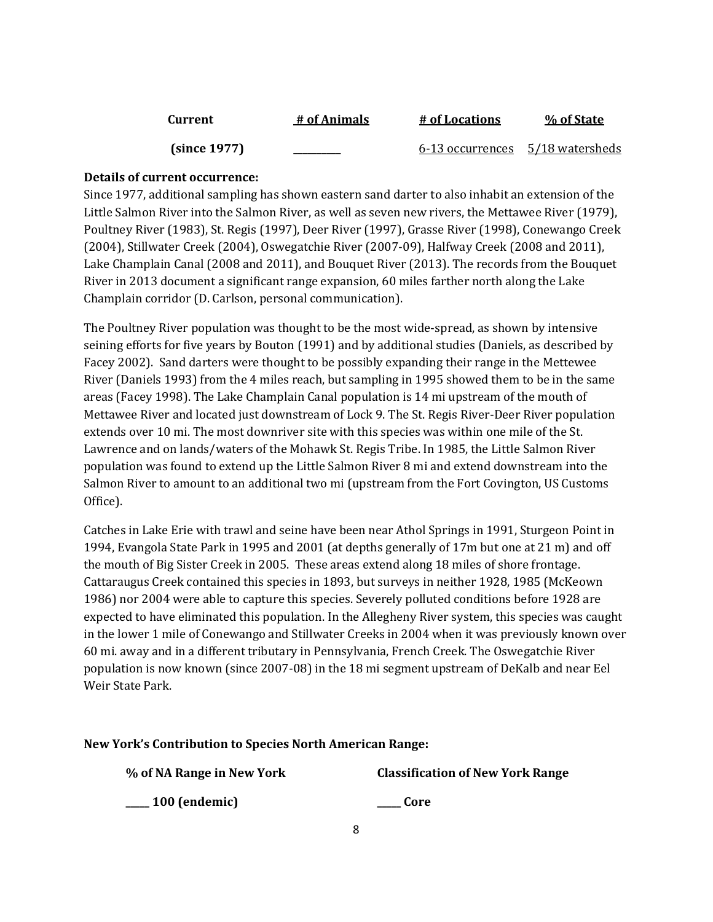| Current | # of Animals | # of Locations | % of State |
|---|---|---|---|
| (since 1977) | ________ | 6-13 occurrences | 5/18 watersheds |

**Details of current occurrence:**

Since 1977, additional sampling has shown eastern sand darter to also inhabit an extension of the Little Salmon River into the Salmon River, as well as seven new rivers, the Mettawee River (1979), Poultney River (1983), St. Regis (1997), Deer River (1997), Grasse River (1998), Conewango Creek (2004), Stillwater Creek (2004), Oswegatchie River (2007-09), Halfway Creek (2008 and 2011), Lake Champlain Canal (2008 and 2011), and Bouquet River (2013). The records from the Bouquet River in 2013 document a significant range expansion, 60 miles farther north along the Lake Champlain corridor (D. Carlson, personal communication).

The Poultney River population was thought to be the most wide-spread, as shown by intensive seining efforts for five years by Bouton (1991) and by additional studies (Daniels, as described by Facey 2002). Sand darters were thought to be possibly expanding their range in the Mettewee River (Daniels 1993) from the 4 miles reach, but sampling in 1995 showed them to be in the same areas (Facey 1998). The Lake Champlain Canal population is 14 mi upstream of the mouth of Mettawee River and located just downstream of Lock 9. The St. Regis River-Deer River population extends over 10 mi. The most downriver site with this species was within one mile of the St. Lawrence and on lands/waters of the Mohawk St. Regis Tribe. In 1985, the Little Salmon River population was found to extend up the Little Salmon River 8 mi and extend downstream into the Salmon River to amount to an additional two mi (upstream from the Fort Covington, US Customs Office).

Catches in Lake Erie with trawl and seine have been near Athol Springs in 1991, Sturgeon Point in 1994, Evangola State Park in 1995 and 2001 (at depths generally of 17m but one at 21 m) and off the mouth of Big Sister Creek in 2005. These areas extend along 18 miles of shore frontage. Cattaraugus Creek contained this species in 1893, but surveys in neither 1928, 1985 (McKeown 1986) nor 2004 were able to capture this species. Severely polluted conditions before 1928 are expected to have eliminated this population. In the Allegheny River system, this species was caught in the lower 1 mile of Conewango and Stillwater Creeks in 2004 when it was previously known over 60 mi. away and in a different tributary in Pennsylvania, French Creek. The Oswegatchie River population is now known (since 2007-08) in the 18 mi segment upstream of DeKalb and near Eel Weir State Park.

**New York's Contribution to Species North American Range:**

| % of NA Range in New York | Classification of New York Range |
|---|---|
| _____ 100 (endemic) | _____ Core |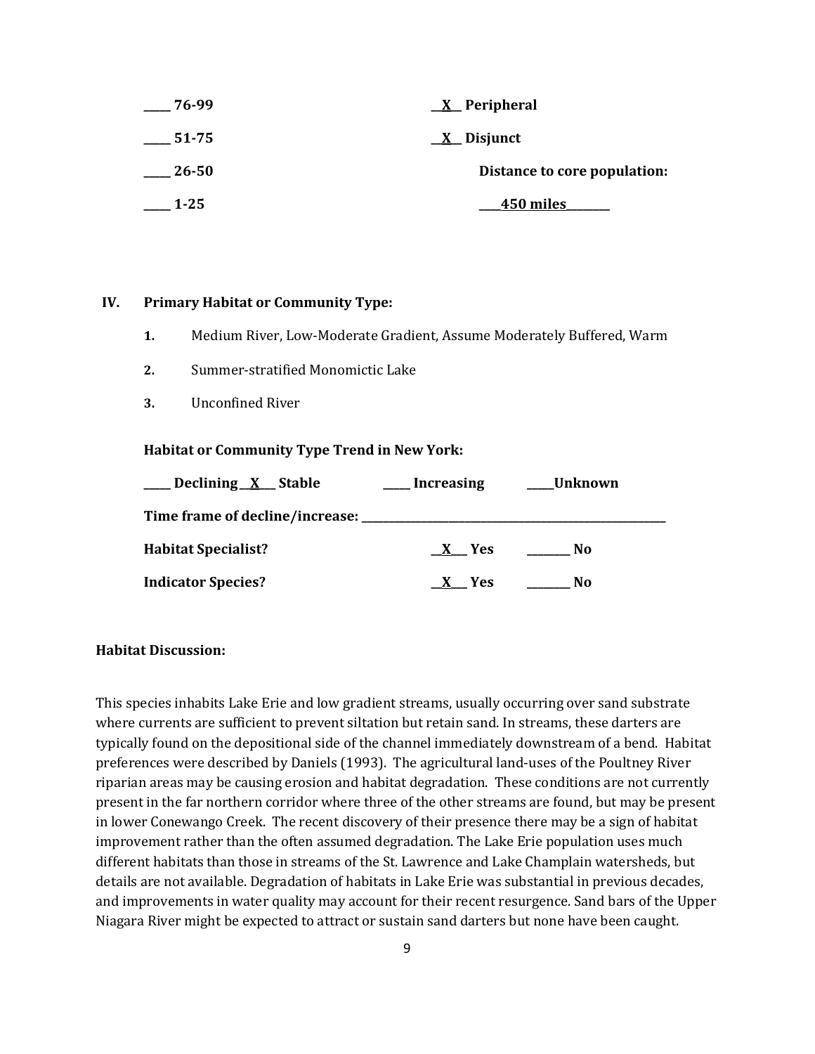| | |
|---|---|
| ____ 76-99 | __X__ Peripheral |
| ____ 51-75 | __X__ Disjunct |
| ____ 26-50 | Distance to core population: |
| ____ 1-25 | ____450 miles________ |

**IV. Primary Habitat or Community Type:**

1. Medium River, Low-Moderate Gradient, Assume Moderately Buffered, Warm
2. Summer-stratified Monomictic Lake
3. Unconfined River

**Habitat or Community Type Trend in New York:**

____ Declining __X__ Stable ____ Increasing ____Unknown

**Time frame of decline/increase:** ______________________________

**Habitat Specialist?** __X__ Yes ______ No

**Indicator Species?** __X__ Yes ______ No

**Habitat Discussion:**

This species inhabits Lake Erie and low gradient streams, usually occurring over sand substrate where currents are sufficient to prevent siltation but retain sand. In streams, these darters are typically found on the depositional side of the channel immediately downstream of a bend. Habitat preferences were described by Daniels (1993). The agricultural land-uses of the Poultney River riparian areas may be causing erosion and habitat degradation. These conditions are not currently present in the far northern corridor where three of the other streams are found, but may be present in lower Conewango Creek. The recent discovery of their presence there may be a sign of habitat improvement rather than the often assumed degradation. The Lake Erie population uses much different habitats than those in streams of the St. Lawrence and Lake Champlain watersheds, but details are not available. Degradation of habitats in Lake Erie was substantial in previous decades, and improvements in water quality may account for their recent resurgence. Sand bars of the Upper Niagara River might be expected to attract or sustain sand darters but none have been caught.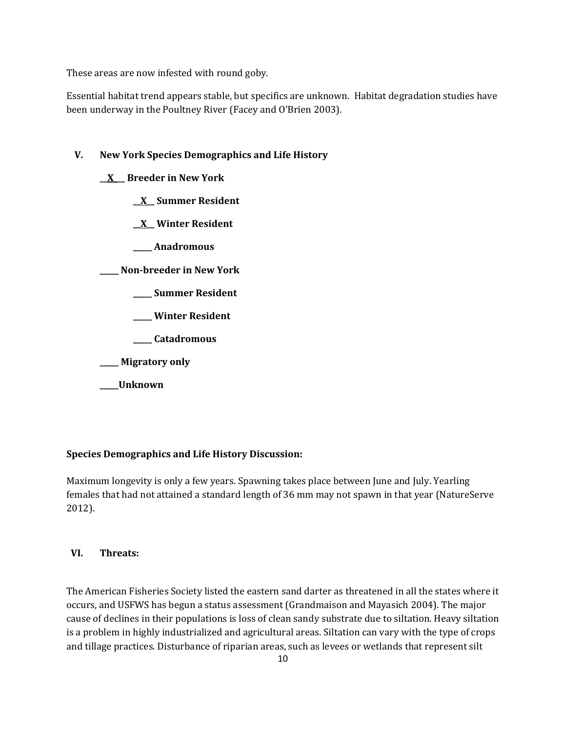These areas are now infested with round goby.

Essential habitat trend appears stable, but specifics are unknown. Habitat degradation studies have been underway in the Poultney River (Facey and O'Brien 2003).

## V. New York Species Demographics and Life History

**\_\_X\_\_ Breeder in New York**

- **\_\_X\_\_ Summer Resident**
- **\_\_X\_\_ Winter Resident**
- **\_\_\_\_\_ Anadromous**

**\_\_\_\_\_ Non-breeder in New York**

- **\_\_\_\_\_ Summer Resident**
- **\_\_\_\_\_ Winter Resident**
- **\_\_\_\_\_ Catadromous**

**\_\_\_\_\_ Migratory only**

**\_\_\_\_\_Unknown**

**Species Demographics and Life History Discussion:**

Maximum longevity is only a few years. Spawning takes place between June and July. Yearling females that had not attained a standard length of 36 mm may not spawn in that year (NatureServe 2012).

## VI. Threats:

The American Fisheries Society listed the eastern sand darter as threatened in all the states where it occurs, and USFWS has begun a status assessment (Grandmaison and Mayasich 2004). The major cause of declines in their populations is loss of clean sandy substrate due to siltation. Heavy siltation is a problem in highly industrialized and agricultural areas. Siltation can vary with the type of crops and tillage practices. Disturbance of riparian areas, such as levees or wetlands that represent silt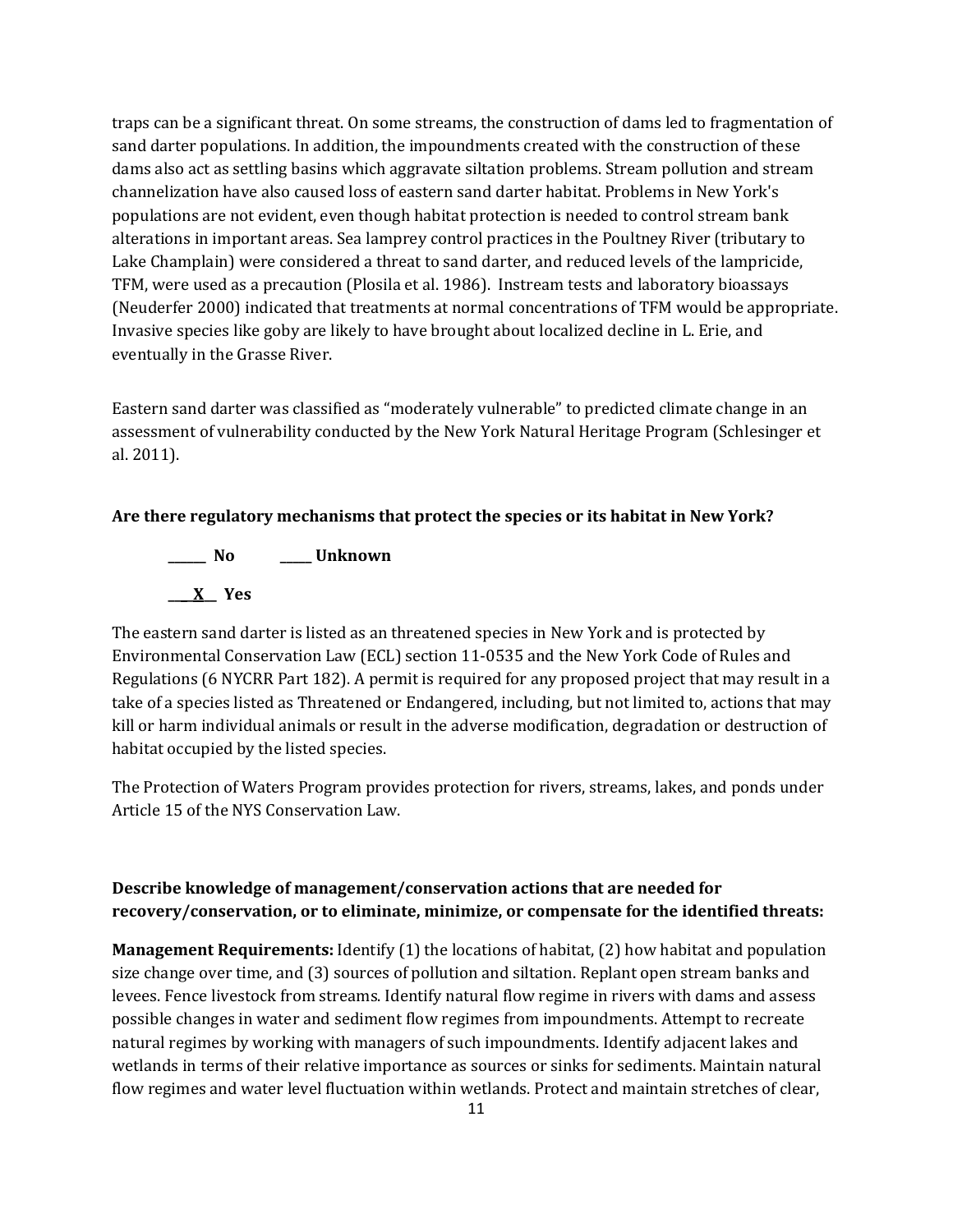traps can be a significant threat. On some streams, the construction of dams led to fragmentation of sand darter populations. In addition, the impoundments created with the construction of these dams also act as settling basins which aggravate siltation problems. Stream pollution and stream channelization have also caused loss of eastern sand darter habitat. Problems in New York's populations are not evident, even though habitat protection is needed to control stream bank alterations in important areas. Sea lamprey control practices in the Poultney River (tributary to Lake Champlain) were considered a threat to sand darter, and reduced levels of the lampricide, TFM, were used as a precaution (Plosila et al. 1986). Instream tests and laboratory bioassays (Neuderfer 2000) indicated that treatments at normal concentrations of TFM would be appropriate. Invasive species like goby are likely to have brought about localized decline in L. Erie, and eventually in the Grasse River.

Eastern sand darter was classified as "moderately vulnerable" to predicted climate change in an assessment of vulnerability conducted by the New York Natural Heritage Program (Schlesinger et al. 2011).

**Are there regulatory mechanisms that protect the species or its habitat in New York?**

**\_\_\_\_\_\_ No \_\_\_\_\_ Unknown**

**\_\_\_X\_\_ Yes**

The eastern sand darter is listed as an threatened species in New York and is protected by Environmental Conservation Law (ECL) section 11-0535 and the New York Code of Rules and Regulations (6 NYCRR Part 182). A permit is required for any proposed project that may result in a take of a species listed as Threatened or Endangered, including, but not limited to, actions that may kill or harm individual animals or result in the adverse modification, degradation or destruction of habitat occupied by the listed species.

The Protection of Waters Program provides protection for rivers, streams, lakes, and ponds under Article 15 of the NYS Conservation Law.

**Describe knowledge of management/conservation actions that are needed for recovery/conservation, or to eliminate, minimize, or compensate for the identified threats:**

**Management Requirements:** Identify (1) the locations of habitat, (2) how habitat and population size change over time, and (3) sources of pollution and siltation. Replant open stream banks and levees. Fence livestock from streams. Identify natural flow regime in rivers with dams and assess possible changes in water and sediment flow regimes from impoundments. Attempt to recreate natural regimes by working with managers of such impoundments. Identify adjacent lakes and wetlands in terms of their relative importance as sources or sinks for sediments. Maintain natural flow regimes and water level fluctuation within wetlands. Protect and maintain stretches of clear,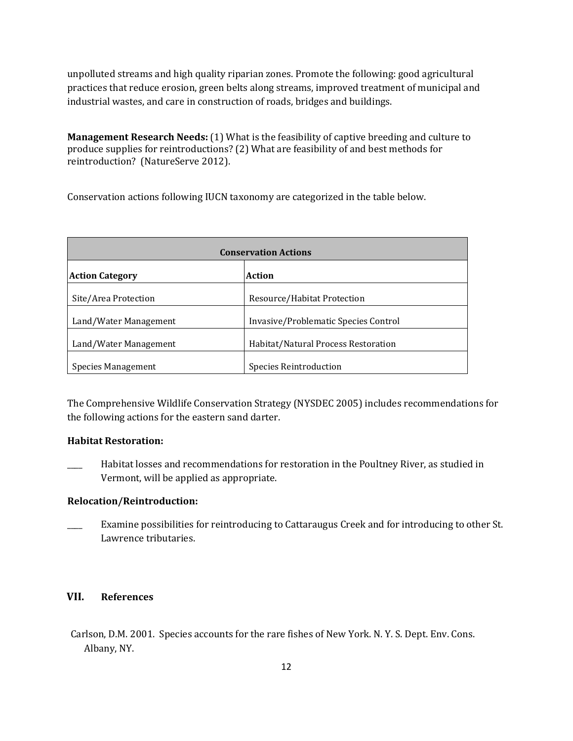unpolluted streams and high quality riparian zones. Promote the following: good agricultural practices that reduce erosion, green belts along streams, improved treatment of municipal and industrial wastes, and care in construction of roads, bridges and buildings.

**Management Research Needs:** (1) What is the feasibility of captive breeding and culture to produce supplies for reintroductions? (2) What are feasibility of and best methods for reintroduction? (NatureServe 2012).

Conservation actions following IUCN taxonomy are categorized in the table below.

| **Conservation Actions** | |
|---|---|
| **Action Category** | **Action** |
| Site/Area Protection | Resource/Habitat Protection |
| Land/Water Management | Invasive/Problematic Species Control |
| Land/Water Management | Habitat/Natural Process Restoration |
| Species Management | Species Reintroduction |

The Comprehensive Wildlife Conservation Strategy (NYSDEC 2005) includes recommendations for the following actions for the eastern sand darter.

**Habitat Restoration:**

____ Habitat losses and recommendations for restoration in the Poultney River, as studied in Vermont, will be applied as appropriate.

**Relocation/Reintroduction:**

____ Examine possibilities for reintroducing to Cattaraugus Creek and for introducing to other St. Lawrence tributaries.

## VII. References

Carlson, D.M. 2001. Species accounts for the rare fishes of New York. N. Y. S. Dept. Env. Cons. Albany, NY.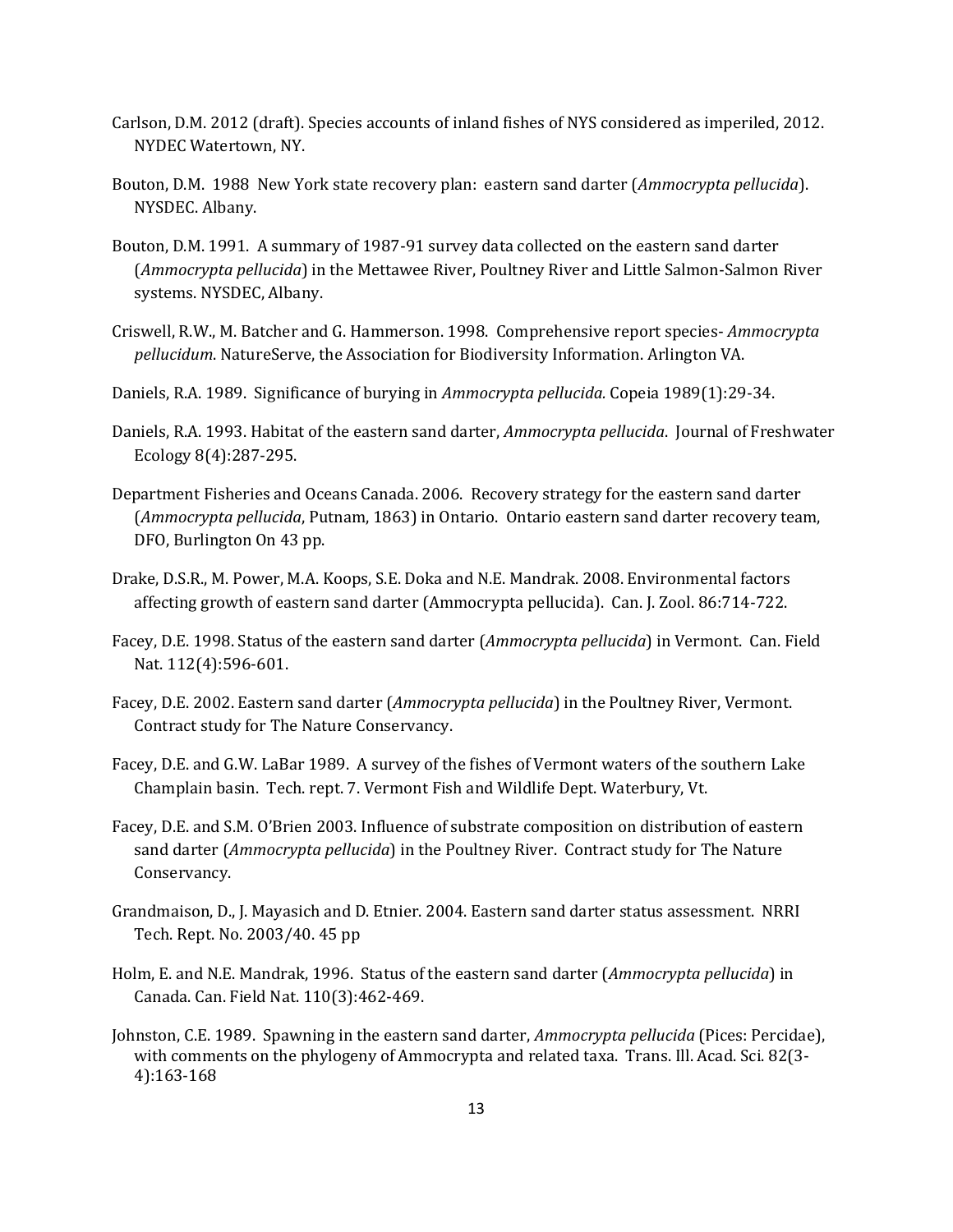Carlson, D.M. 2012 (draft). Species accounts of inland fishes of NYS considered as imperiled, 2012. NYDEC Watertown, NY.

Bouton, D.M. 1988 New York state recovery plan: eastern sand darter (*Ammocrypta pellucida*). NYSDEC. Albany.

Bouton, D.M. 1991. A summary of 1987-91 survey data collected on the eastern sand darter (*Ammocrypta pellucida*) in the Mettawee River, Poultney River and Little Salmon-Salmon River systems. NYSDEC, Albany.

Criswell, R.W., M. Batcher and G. Hammerson. 1998. Comprehensive report species- *Ammocrypta pellucidum*. NatureServe, the Association for Biodiversity Information. Arlington VA.

Daniels, R.A. 1989. Significance of burying in *Ammocrypta pellucida.* Copeia 1989(1):29-34.

Daniels, R.A. 1993. Habitat of the eastern sand darter, *Ammocrypta pellucida*. Journal of Freshwater Ecology 8(4):287-295.

Department Fisheries and Oceans Canada. 2006. Recovery strategy for the eastern sand darter (*Ammocrypta pellucida*, Putnam, 1863) in Ontario. Ontario eastern sand darter recovery team, DFO, Burlington On 43 pp.

Drake, D.S.R., M. Power, M.A. Koops, S.E. Doka and N.E. Mandrak. 2008. Environmental factors affecting growth of eastern sand darter (Ammocrypta pellucida). Can. J. Zool. 86:714-722.

Facey, D.E. 1998. Status of the eastern sand darter (*Ammocrypta pellucida*) in Vermont. Can. Field Nat. 112(4):596-601.

Facey, D.E. 2002. Eastern sand darter (*Ammocrypta pellucida*) in the Poultney River, Vermont. Contract study for The Nature Conservancy.

Facey, D.E. and G.W. LaBar 1989. A survey of the fishes of Vermont waters of the southern Lake Champlain basin. Tech. rept. 7. Vermont Fish and Wildlife Dept. Waterbury, Vt.

Facey, D.E. and S.M. O'Brien 2003. Influence of substrate composition on distribution of eastern sand darter (*Ammocrypta pellucida*) in the Poultney River. Contract study for The Nature Conservancy.

Grandmaison, D., J. Mayasich and D. Etnier. 2004. Eastern sand darter status assessment. NRRI Tech. Rept. No. 2003/40. 45 pp

Holm, E. and N.E. Mandrak, 1996. Status of the eastern sand darter (*Ammocrypta pellucida*) in Canada. Can. Field Nat. 110(3):462-469.

Johnston, C.E. 1989. Spawning in the eastern sand darter, *Ammocrypta pellucida* (Pices: Percidae), with comments on the phylogeny of Ammocrypta and related taxa. Trans. Ill. Acad. Sci. 82(3-4):163-168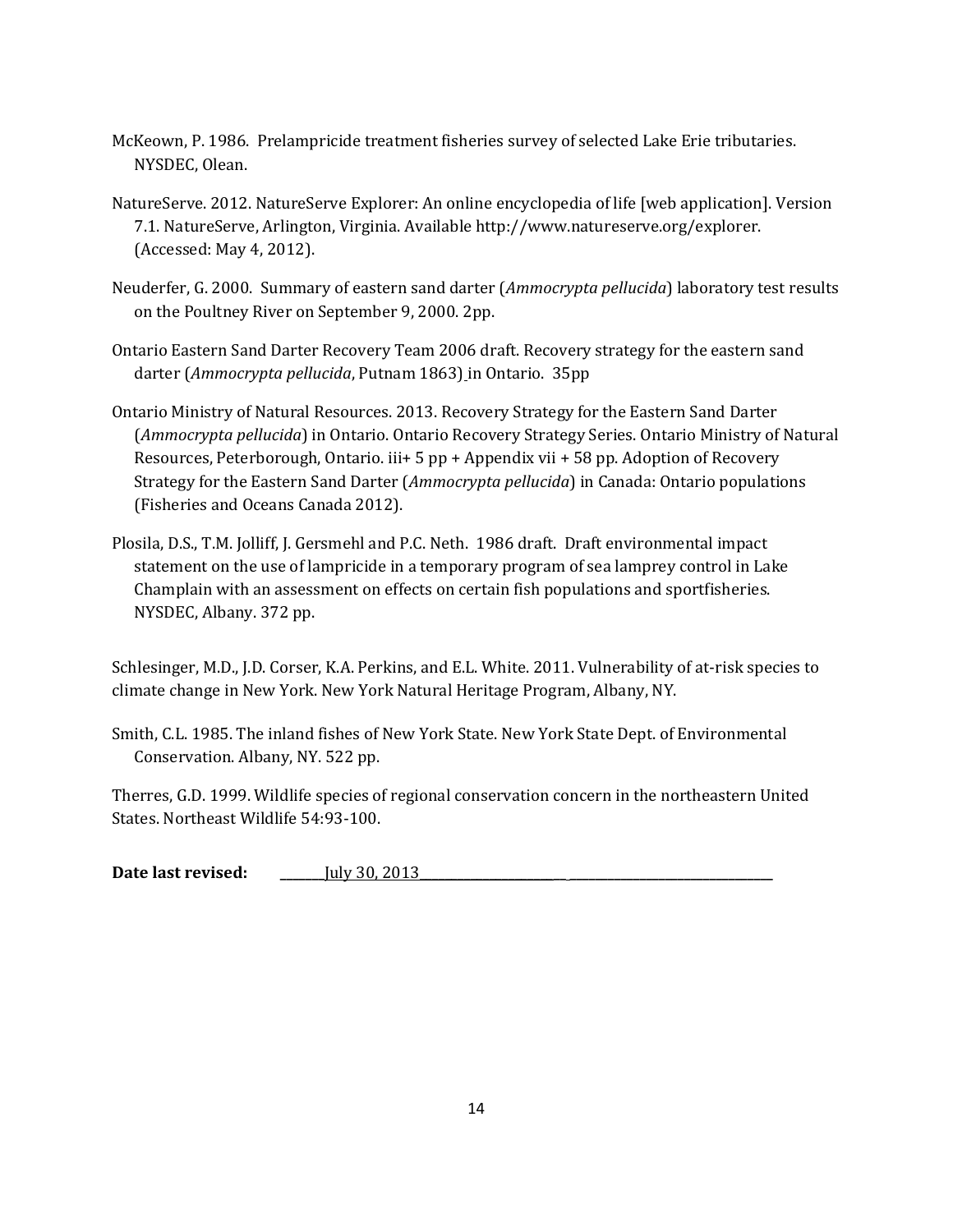McKeown, P. 1986. Prelampricide treatment fisheries survey of selected Lake Erie tributaries. NYSDEC, Olean.

NatureServe. 2012. NatureServe Explorer: An online encyclopedia of life [web application]. Version 7.1. NatureServe, Arlington, Virginia. Available http://www.natureserve.org/explorer. (Accessed: May 4, 2012).

Neuderfer, G. 2000. Summary of eastern sand darter (*Ammocrypta pellucida*) laboratory test results on the Poultney River on September 9, 2000. 2pp.

Ontario Eastern Sand Darter Recovery Team 2006 draft. Recovery strategy for the eastern sand darter (*Ammocrypta pellucida*, Putnam 1863) in Ontario. 35pp

Ontario Ministry of Natural Resources. 2013. Recovery Strategy for the Eastern Sand Darter (*Ammocrypta pellucida*) in Ontario. Ontario Recovery Strategy Series. Ontario Ministry of Natural Resources, Peterborough, Ontario. iii+ 5 pp + Appendix vii + 58 pp. Adoption of Recovery Strategy for the Eastern Sand Darter (*Ammocrypta pellucida*) in Canada: Ontario populations (Fisheries and Oceans Canada 2012).

Plosila, D.S., T.M. Jolliff, J. Gersmehl and P.C. Neth. 1986 draft. Draft environmental impact statement on the use of lampricide in a temporary program of sea lamprey control in Lake Champlain with an assessment on effects on certain fish populations and sportfisheries. NYSDEC, Albany. 372 pp.

Schlesinger, M.D., J.D. Corser, K.A. Perkins, and E.L. White. 2011. Vulnerability of at-risk species to climate change in New York. New York Natural Heritage Program, Albany, NY.

Smith, C.L. 1985. The inland fishes of New York State. New York State Dept. of Environmental Conservation. Albany, NY. 522 pp.

Therres, G.D. 1999. Wildlife species of regional conservation concern in the northeastern United States. Northeast Wildlife 54:93-100.

**Date last revised:** July 30, 2013